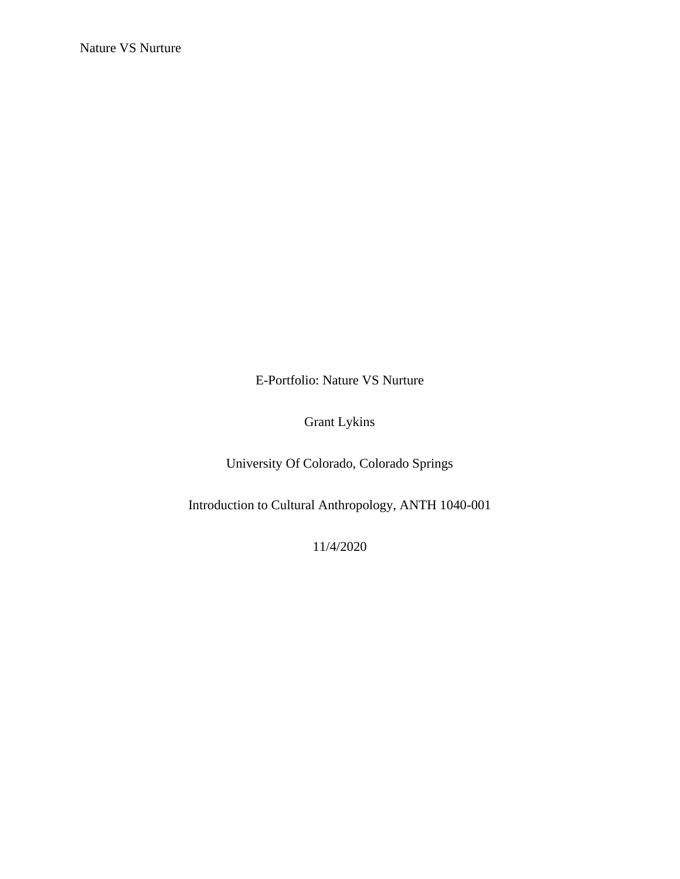E-Portfolio: Nature VS Nurture

Grant Lykins

University Of Colorado, Colorado Springs

Introduction to Cultural Anthropology, ANTH 1040-001

11/4/2020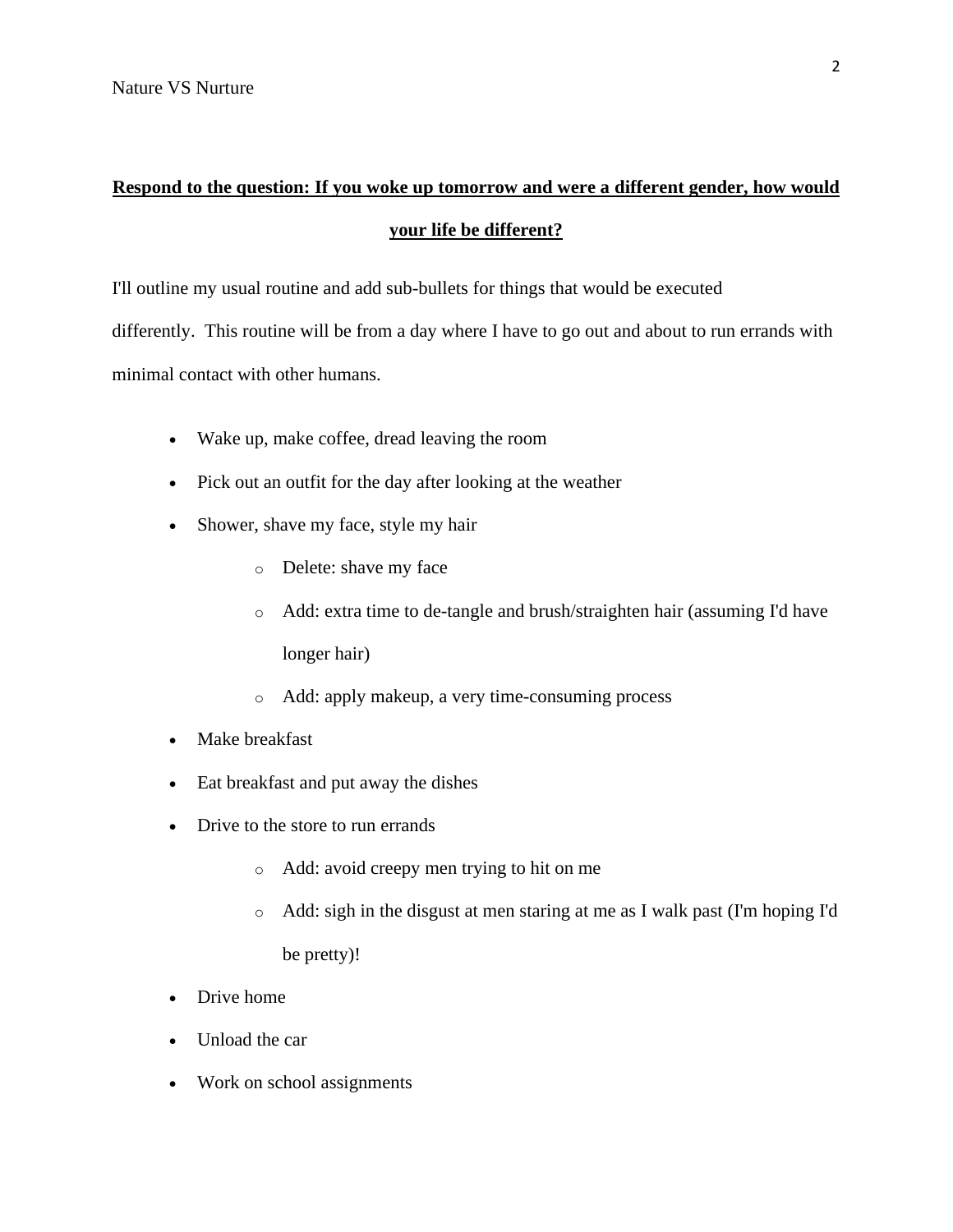**<u>Respond to the question: If you woke up tomorrow and were a different gender, how would your life be different?</u>**

I'll outline my usual routine and add sub-bullets for things that would be executed differently. This routine will be from a day where I have to go out and about to run errands with minimal contact with other humans.

- Wake up, make coffee, dread leaving the room
- Pick out an outfit for the day after looking at the weather
- Shower, shave my face, style my hair
    - Delete: shave my face
    - Add: extra time to de-tangle and brush/straighten hair (assuming I'd have longer hair)
    - Add: apply makeup, a very time-consuming process
- Make breakfast
- Eat breakfast and put away the dishes
- Drive to the store to run errands
    - Add: avoid creepy men trying to hit on me
    - Add: sigh in the disgust at men staring at me as I walk past (I'm hoping I'd be pretty)!
- Drive home
- Unload the car
- Work on school assignments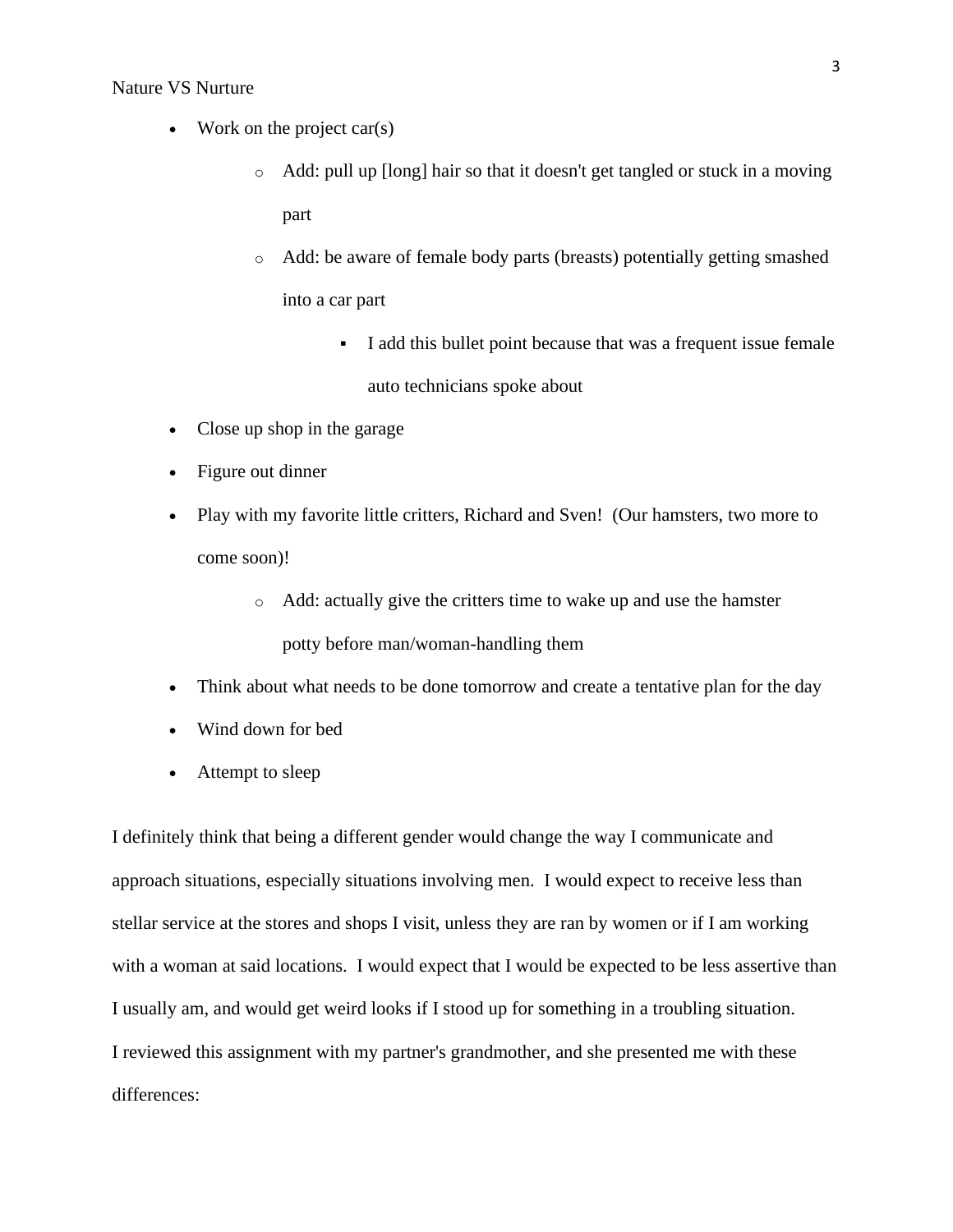- Work on the project car(s)
    - Add: pull up [long] hair so that it doesn't get tangled or stuck in a moving part
    - Add: be aware of female body parts (breasts) potentially getting smashed into a car part
        - I add this bullet point because that was a frequent issue female auto technicians spoke about
- Close up shop in the garage
- Figure out dinner
- Play with my favorite little critters, Richard and Sven! (Our hamsters, two more to come soon)!
    - Add: actually give the critters time to wake up and use the hamster potty before man/woman-handling them
- Think about what needs to be done tomorrow and create a tentative plan for the day
- Wind down for bed
- Attempt to sleep

I definitely think that being a different gender would change the way I communicate and approach situations, especially situations involving men. I would expect to receive less than stellar service at the stores and shops I visit, unless they are ran by women or if I am working with a woman at said locations. I would expect that I would be expected to be less assertive than I usually am, and would get weird looks if I stood up for something in a troubling situation.
I reviewed this assignment with my partner's grandmother, and she presented me with these differences: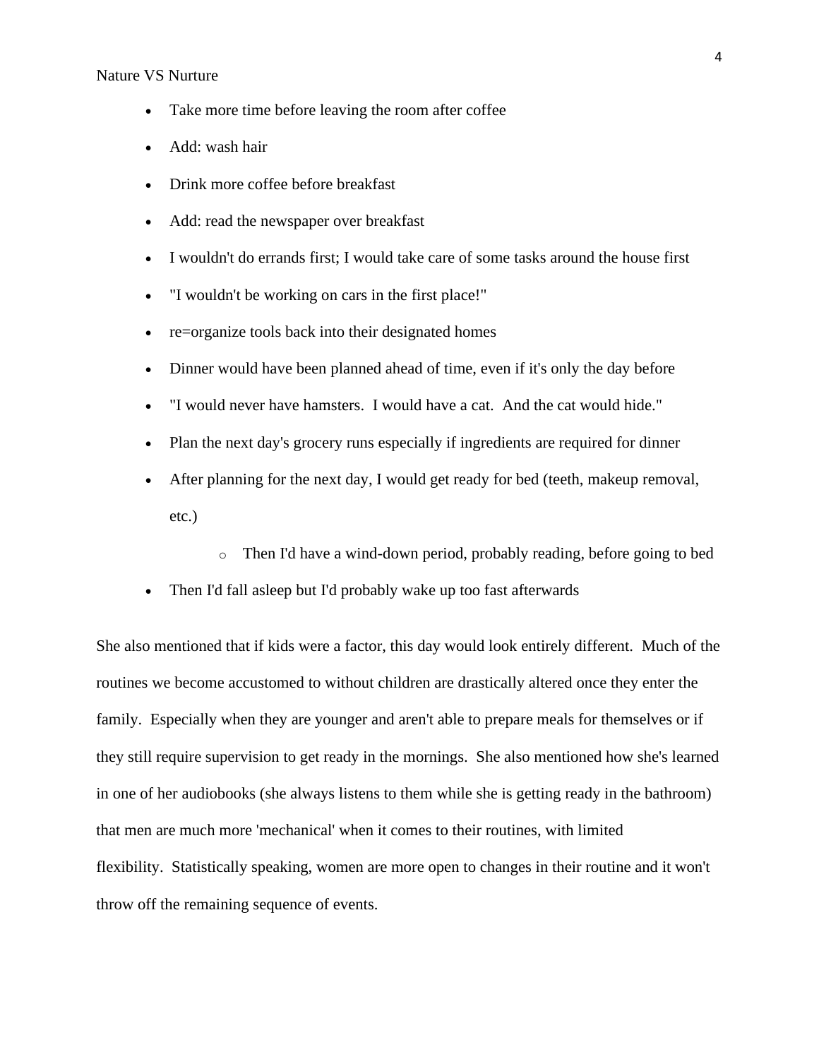- Take more time before leaving the room after coffee
- Add: wash hair
- Drink more coffee before breakfast
- Add: read the newspaper over breakfast
- I wouldn't do errands first; I would take care of some tasks around the house first
- "I wouldn't be working on cars in the first place!"
- re=organize tools back into their designated homes
- Dinner would have been planned ahead of time, even if it's only the day before
- "I would never have hamsters.  I would have a cat.  And the cat would hide."
- Plan the next day's grocery runs especially if ingredients are required for dinner
- After planning for the next day, I would get ready for bed (teeth, makeup removal, etc.)
    - Then I'd have a wind-down period, probably reading, before going to bed
- Then I'd fall asleep but I'd probably wake up too fast afterwards

She also mentioned that if kids were a factor, this day would look entirely different.  Much of the routines we become accustomed to without children are drastically altered once they enter the family.  Especially when they are younger and aren't able to prepare meals for themselves or if they still require supervision to get ready in the mornings.  She also mentioned how she's learned in one of her audiobooks (she always listens to them while she is getting ready in the bathroom) that men are much more 'mechanical' when it comes to their routines, with limited flexibility.  Statistically speaking, women are more open to changes in their routine and it won't throw off the remaining sequence of events.